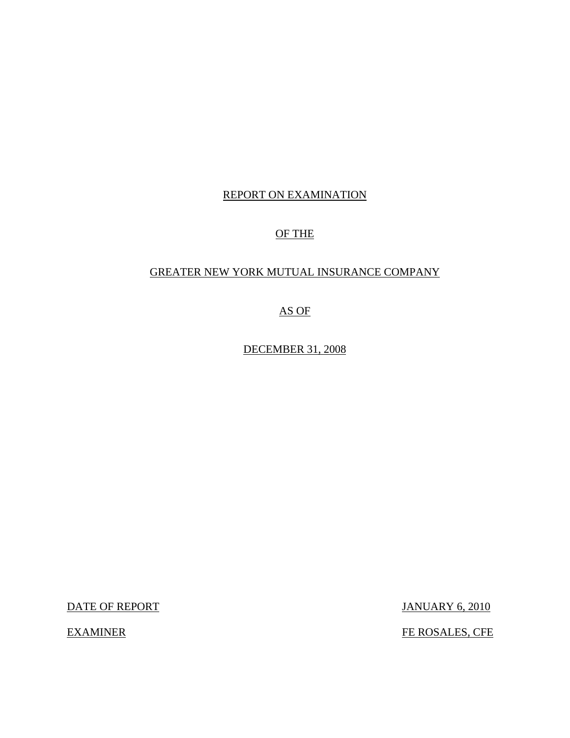# REPORT ON EXAMINATION

# OF THE

# GREATER NEW YORK MUTUAL INSURANCE COMPANY

# AS OF

# DECEMBER 31, 2008

| | |
|---|---|
| DATE OF REPORT | JANUARY 6, 2010 |
| EXAMINER | FE ROSALES, CFE |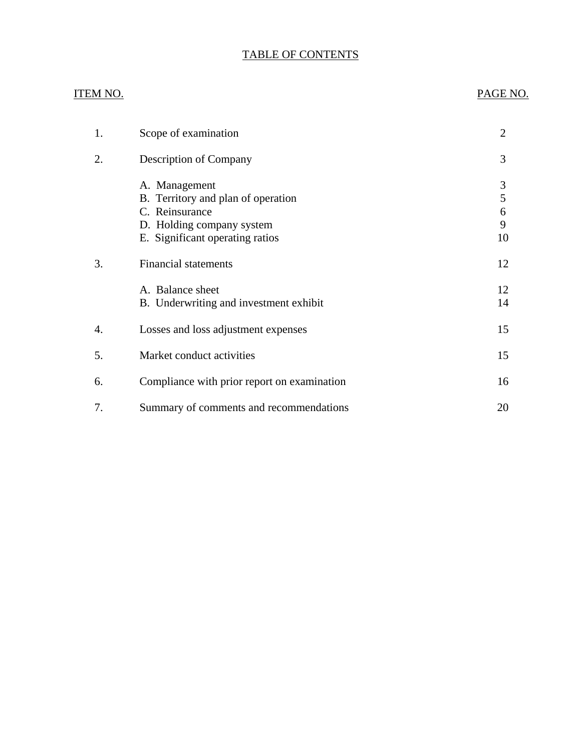# TABLE OF CONTENTS

| ITEM NO. | | PAGE NO. |
|---|---|---|
| 1. | Scope of examination | 2 |
| 2. | Description of Company | 3 |
| | A. Management | 3 |
| | B. Territory and plan of operation | 5 |
| | C. Reinsurance | 6 |
| | D. Holding company system | 9 |
| | E. Significant operating ratios | 10 |
| 3. | Financial statements | 12 |
| | A. Balance sheet | 12 |
| | B. Underwriting and investment exhibit | 14 |
| 4. | Losses and loss adjustment expenses | 15 |
| 5. | Market conduct activities | 15 |
| 6. | Compliance with prior report on examination | 16 |
| 7. | Summary of comments and recommendations | 20 |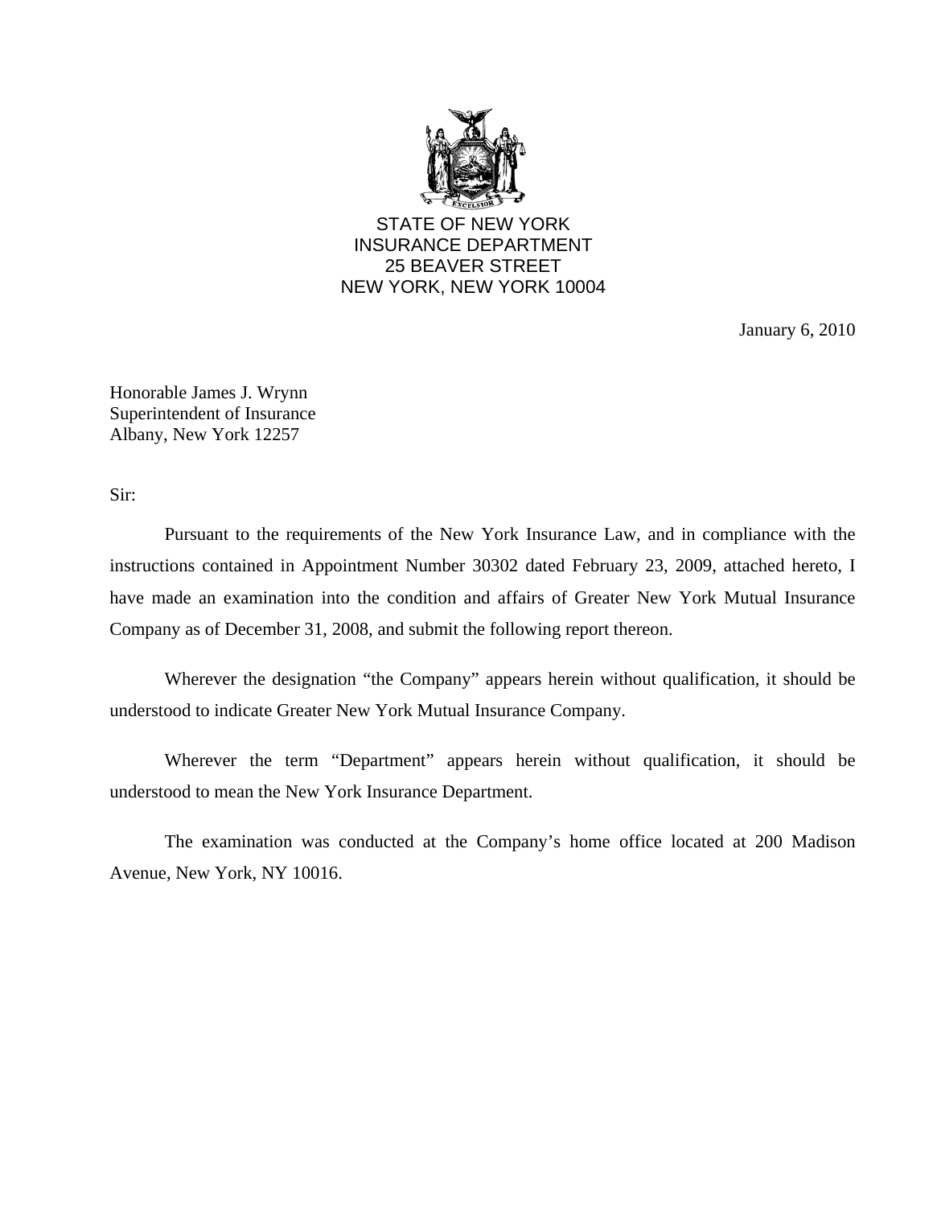STATE OF NEW YORK
INSURANCE DEPARTMENT
25 BEAVER STREET
NEW YORK, NEW YORK 10004

January 6, 2010

Honorable James J. Wrynn
Superintendent of Insurance
Albany, New York 12257

Sir:

Pursuant to the requirements of the New York Insurance Law, and in compliance with the instructions contained in Appointment Number 30302 dated February 23, 2009, attached hereto, I have made an examination into the condition and affairs of Greater New York Mutual Insurance Company as of December 31, 2008, and submit the following report thereon.

Wherever the designation "the Company" appears herein without qualification, it should be understood to indicate Greater New York Mutual Insurance Company.

Wherever the term "Department" appears herein without qualification, it should be understood to mean the New York Insurance Department.

The examination was conducted at the Company's home office located at 200 Madison Avenue, New York, NY 10016.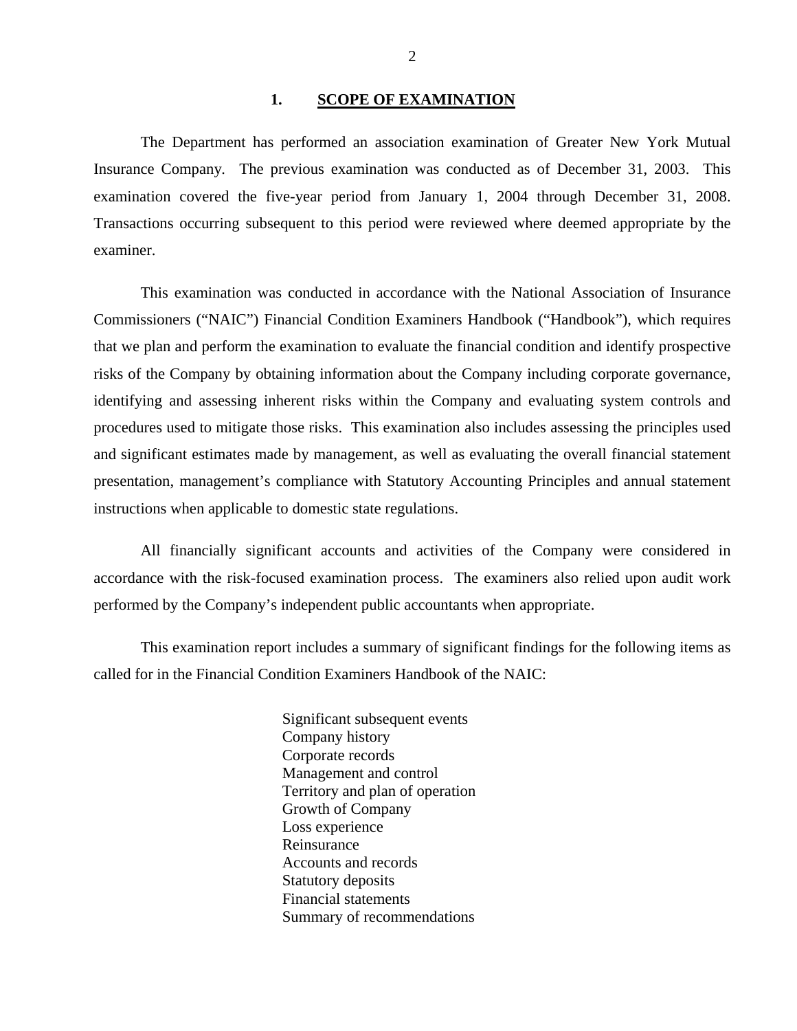## 1. SCOPE OF EXAMINATION

The Department has performed an association examination of Greater New York Mutual Insurance Company. The previous examination was conducted as of December 31, 2003. This examination covered the five-year period from January 1, 2004 through December 31, 2008. Transactions occurring subsequent to this period were reviewed where deemed appropriate by the examiner.

This examination was conducted in accordance with the National Association of Insurance Commissioners ("NAIC") Financial Condition Examiners Handbook ("Handbook"), which requires that we plan and perform the examination to evaluate the financial condition and identify prospective risks of the Company by obtaining information about the Company including corporate governance, identifying and assessing inherent risks within the Company and evaluating system controls and procedures used to mitigate those risks. This examination also includes assessing the principles used and significant estimates made by management, as well as evaluating the overall financial statement presentation, management's compliance with Statutory Accounting Principles and annual statement instructions when applicable to domestic state regulations.

All financially significant accounts and activities of the Company were considered in accordance with the risk-focused examination process. The examiners also relied upon audit work performed by the Company's independent public accountants when appropriate.

This examination report includes a summary of significant findings for the following items as called for in the Financial Condition Examiners Handbook of the NAIC:

- Significant subsequent events
- Company history
- Corporate records
- Management and control
- Territory and plan of operation
- Growth of Company
- Loss experience
- Reinsurance
- Accounts and records
- Statutory deposits
- Financial statements
- Summary of recommendations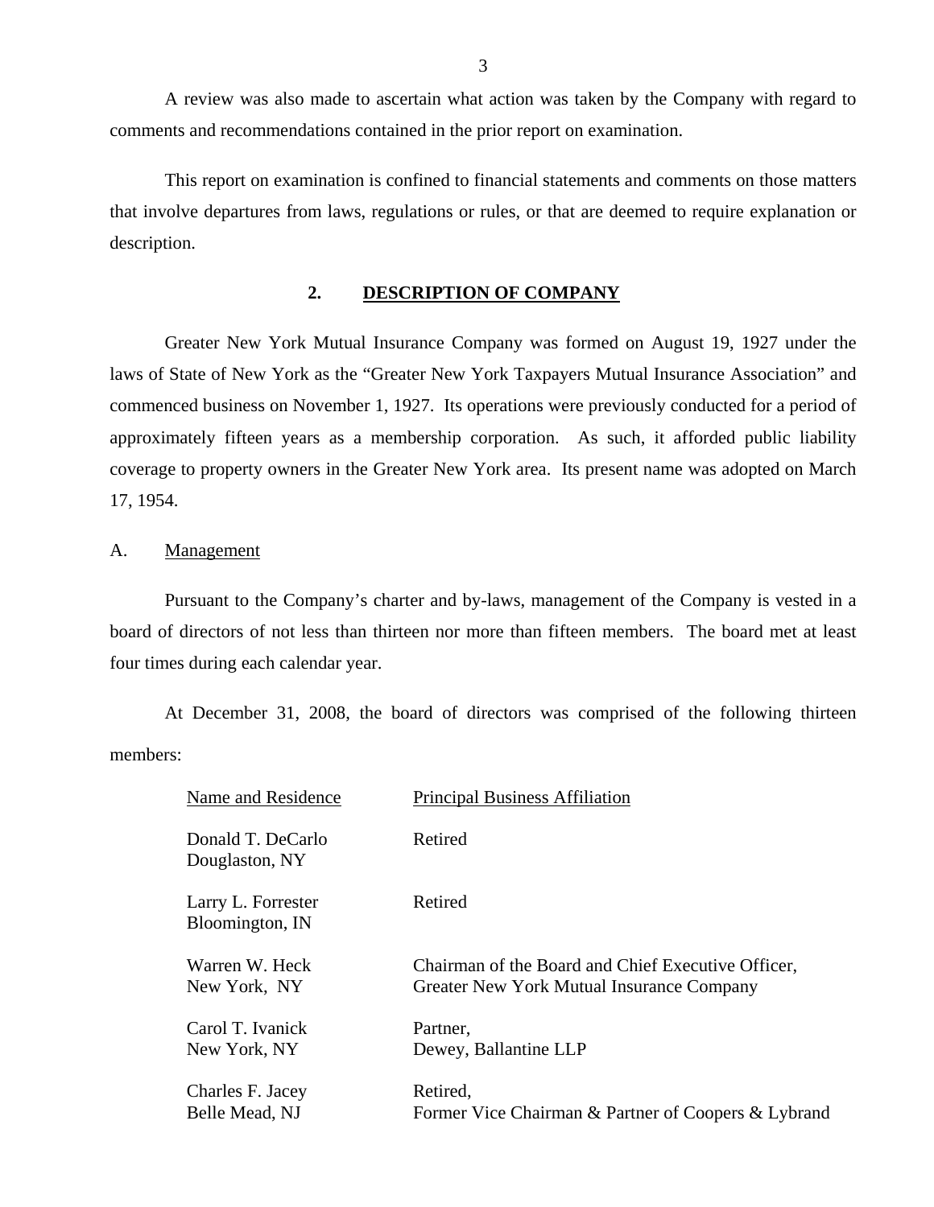A review was also made to ascertain what action was taken by the Company with regard to comments and recommendations contained in the prior report on examination.

This report on examination is confined to financial statements and comments on those matters that involve departures from laws, regulations or rules, or that are deemed to require explanation or description.

## 2. DESCRIPTION OF COMPANY

Greater New York Mutual Insurance Company was formed on August 19, 1927 under the laws of State of New York as the "Greater New York Taxpayers Mutual Insurance Association" and commenced business on November 1, 1927. Its operations were previously conducted for a period of approximately fifteen years as a membership corporation. As such, it afforded public liability coverage to property owners in the Greater New York area. Its present name was adopted on March 17, 1954.

### A. Management

Pursuant to the Company's charter and by-laws, management of the Company is vested in a board of directors of not less than thirteen nor more than fifteen members. The board met at least four times during each calendar year.

At December 31, 2008, the board of directors was comprised of the following thirteen members:

| Name and Residence | Principal Business Affiliation |
|---|---|
| Donald T. DeCarlo<br>Douglaston, NY | Retired |
| Larry L. Forrester<br>Bloomington, IN | Retired |
| Warren W. Heck<br>New York, NY | Chairman of the Board and Chief Executive Officer,<br>Greater New York Mutual Insurance Company |
| Carol T. Ivanick<br>New York, NY | Partner,<br>Dewey, Ballantine LLP |
| Charles F. Jacey<br>Belle Mead, NJ | Retired,<br>Former Vice Chairman & Partner of Coopers & Lybrand |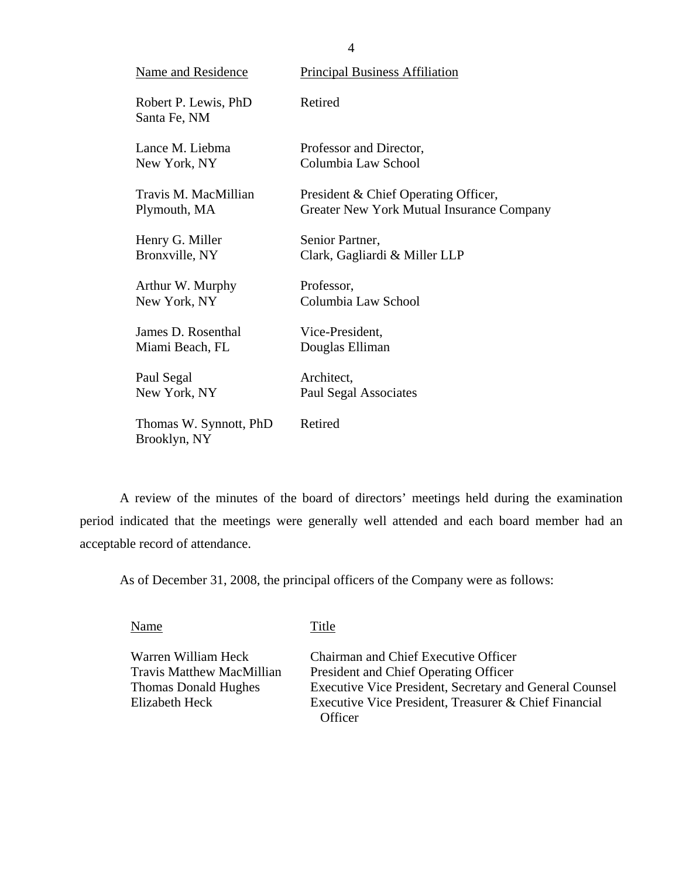| Name and Residence | Principal Business Affiliation |
|---|---|
| Robert P. Lewis, PhD<br>Santa Fe, NM | Retired |
| Lance M. Liebma<br>New York, NY | Professor and Director,<br>Columbia Law School |
| Travis M. MacMillian<br>Plymouth, MA | President & Chief Operating Officer,<br>Greater New York Mutual Insurance Company |
| Henry G. Miller<br>Bronxville, NY | Senior Partner,<br>Clark, Gagliardi & Miller LLP |
| Arthur W. Murphy<br>New York, NY | Professor,<br>Columbia Law School |
| James D. Rosenthal<br>Miami Beach, FL | Vice-President,<br>Douglas Elliman |
| Paul Segal<br>New York, NY | Architect,<br>Paul Segal Associates |
| Thomas W. Synnott, PhD<br>Brooklyn, NY | Retired |

A review of the minutes of the board of directors' meetings held during the examination period indicated that the meetings were generally well attended and each board member had an acceptable record of attendance.

As of December 31, 2008, the principal officers of the Company were as follows:

| Name | Title |
|---|---|
| Warren William Heck | Chairman and Chief Executive Officer |
| Travis Matthew MacMillian | President and Chief Operating Officer |
| Thomas Donald Hughes | Executive Vice President, Secretary and General Counsel |
| Elizabeth Heck | Executive Vice President, Treasurer & Chief Financial Officer |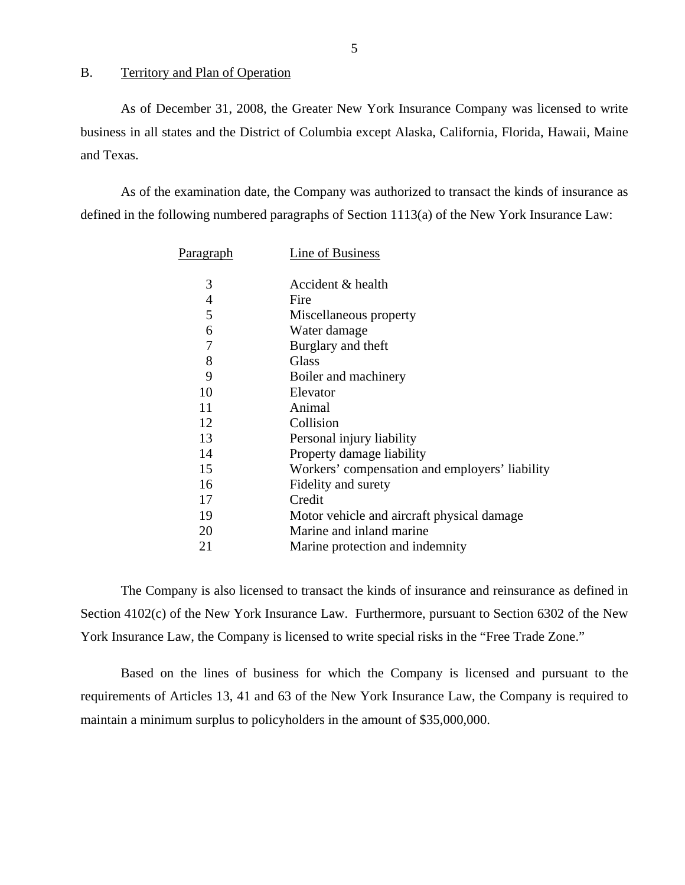## B. Territory and Plan of Operation

As of December 31, 2008, the Greater New York Insurance Company was licensed to write business in all states and the District of Columbia except Alaska, California, Florida, Hawaii, Maine and Texas.

As of the examination date, the Company was authorized to transact the kinds of insurance as defined in the following numbered paragraphs of Section 1113(a) of the New York Insurance Law:

| Paragraph | Line of Business |
|---|---|
| 3 | Accident & health |
| 4 | Fire |
| 5 | Miscellaneous property |
| 6 | Water damage |
| 7 | Burglary and theft |
| 8 | Glass |
| 9 | Boiler and machinery |
| 10 | Elevator |
| 11 | Animal |
| 12 | Collision |
| 13 | Personal injury liability |
| 14 | Property damage liability |
| 15 | Workers' compensation and employers' liability |
| 16 | Fidelity and surety |
| 17 | Credit |
| 19 | Motor vehicle and aircraft physical damage |
| 20 | Marine and inland marine |
| 21 | Marine protection and indemnity |

The Company is also licensed to transact the kinds of insurance and reinsurance as defined in Section 4102(c) of the New York Insurance Law. Furthermore, pursuant to Section 6302 of the New York Insurance Law, the Company is licensed to write special risks in the "Free Trade Zone."

Based on the lines of business for which the Company is licensed and pursuant to the requirements of Articles 13, 41 and 63 of the New York Insurance Law, the Company is required to maintain a minimum surplus to policyholders in the amount of $35,000,000.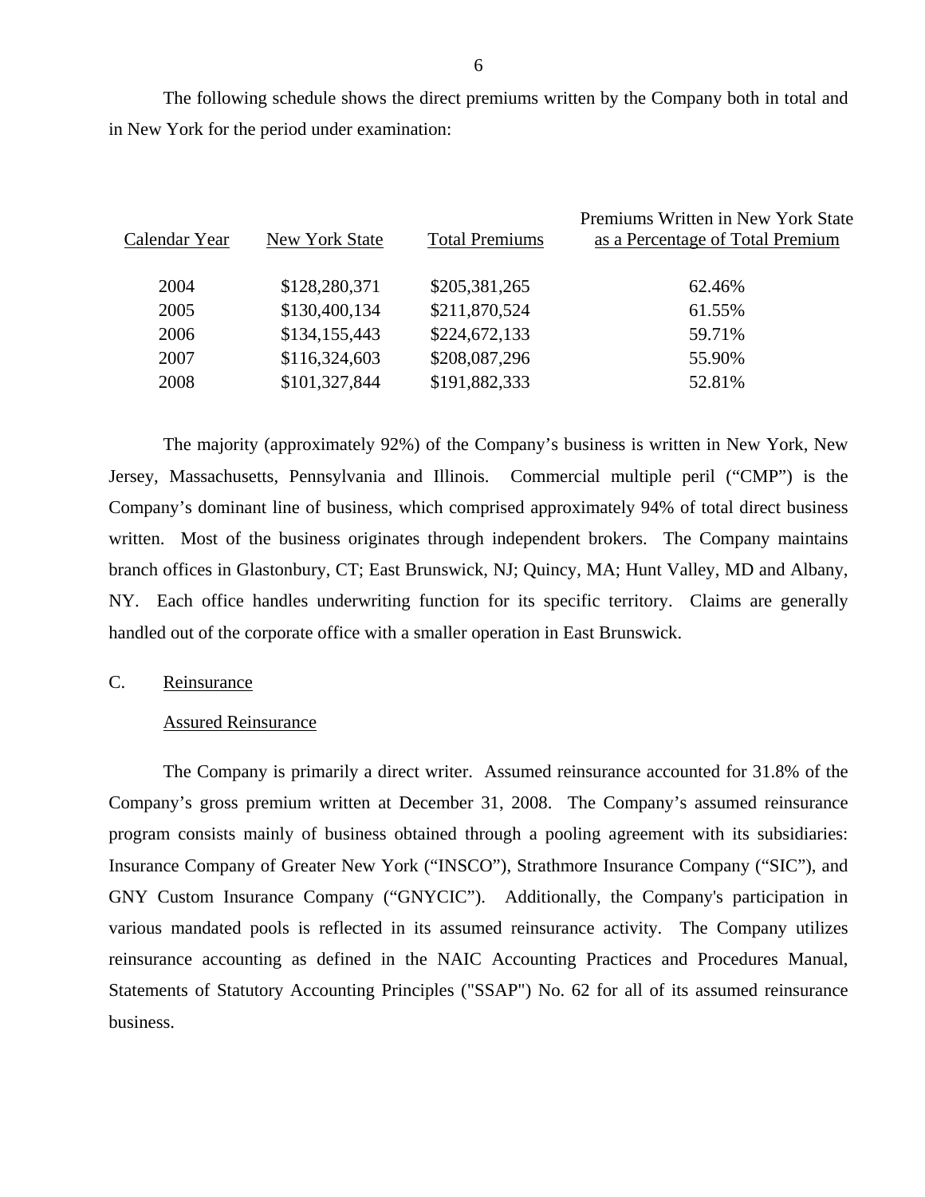The following schedule shows the direct premiums written by the Company both in total and in New York for the period under examination:

| Calendar Year | New York State | Total Premiums | Premiums Written in New York State as a Percentage of Total Premium |
|---|---|---|---|
| 2004 | $128,280,371 | $205,381,265 | 62.46% |
| 2005 | $130,400,134 | $211,870,524 | 61.55% |
| 2006 | $134,155,443 | $224,672,133 | 59.71% |
| 2007 | $116,324,603 | $208,087,296 | 55.90% |
| 2008 | $101,327,844 | $191,882,333 | 52.81% |

The majority (approximately 92%) of the Company's business is written in New York, New Jersey, Massachusetts, Pennsylvania and Illinois. Commercial multiple peril ("CMP") is the Company's dominant line of business, which comprised approximately 94% of total direct business written. Most of the business originates through independent brokers. The Company maintains branch offices in Glastonbury, CT; East Brunswick, NJ; Quincy, MA; Hunt Valley, MD and Albany, NY. Each office handles underwriting function for its specific territory. Claims are generally handled out of the corporate office with a smaller operation in East Brunswick.

## C. Reinsurance

### Assured Reinsurance

The Company is primarily a direct writer. Assumed reinsurance accounted for 31.8% of the Company's gross premium written at December 31, 2008. The Company's assumed reinsurance program consists mainly of business obtained through a pooling agreement with its subsidiaries: Insurance Company of Greater New York ("INSCO"), Strathmore Insurance Company ("SIC"), and GNY Custom Insurance Company ("GNYCIC"). Additionally, the Company's participation in various mandated pools is reflected in its assumed reinsurance activity. The Company utilizes reinsurance accounting as defined in the NAIC Accounting Practices and Procedures Manual, Statements of Statutory Accounting Principles ("SSAP") No. 62 for all of its assumed reinsurance business.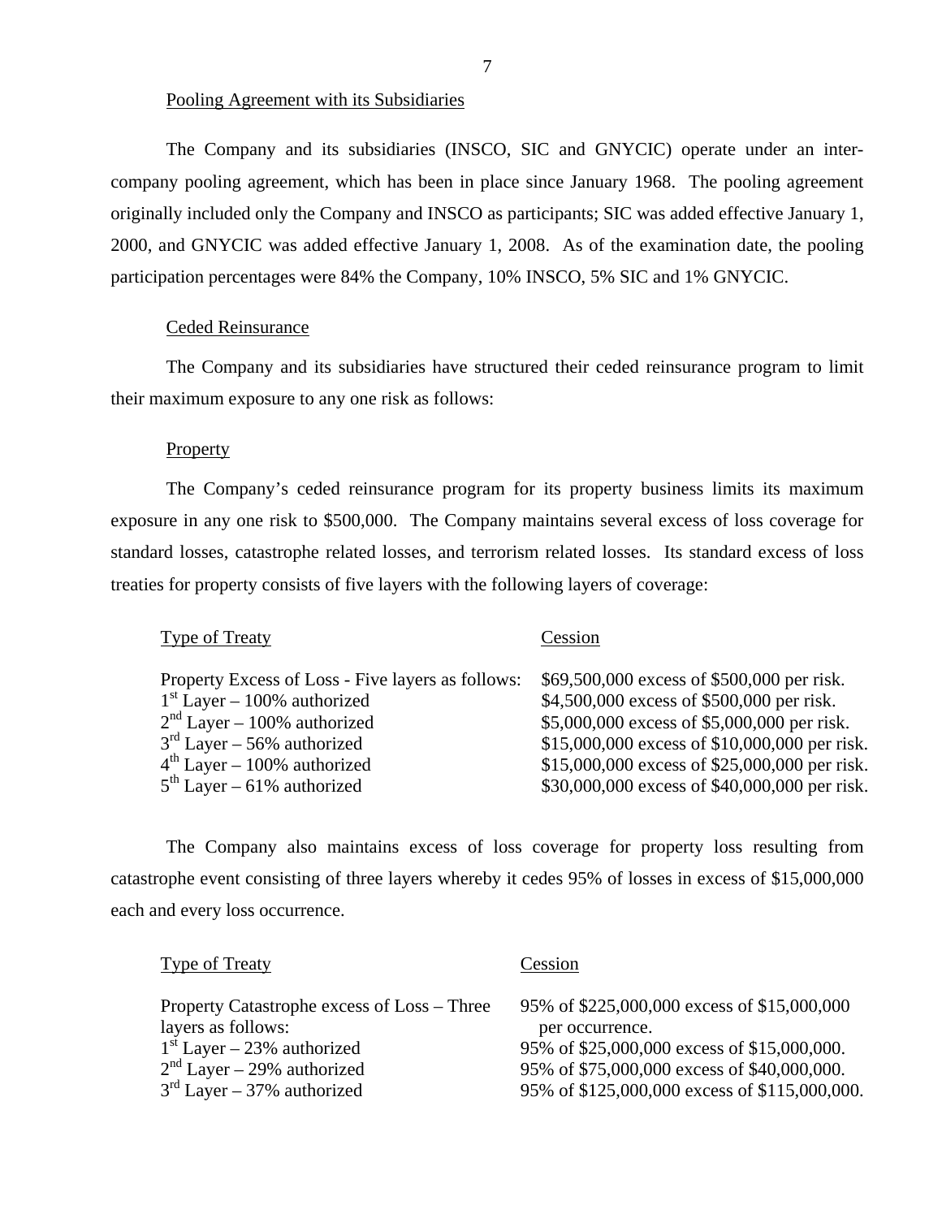Pooling Agreement with its Subsidiaries

The Company and its subsidiaries (INSCO, SIC and GNYCIC) operate under an inter-company pooling agreement, which has been in place since January 1968. The pooling agreement originally included only the Company and INSCO as participants; SIC was added effective January 1, 2000, and GNYCIC was added effective January 1, 2008. As of the examination date, the pooling participation percentages were 84% the Company, 10% INSCO, 5% SIC and 1% GNYCIC.

Ceded Reinsurance

The Company and its subsidiaries have structured their ceded reinsurance program to limit their maximum exposure to any one risk as follows:

Property

The Company's ceded reinsurance program for its property business limits its maximum exposure in any one risk to $500,000. The Company maintains several excess of loss coverage for standard losses, catastrophe related losses, and terrorism related losses. Its standard excess of loss treaties for property consists of five layers with the following layers of coverage:

| Type of Treaty | Cession |
|---|---|
| Property Excess of Loss - Five layers as follows: | $69,500,000 excess of $500,000 per risk. |
| 1st Layer – 100% authorized | $4,500,000 excess of $500,000 per risk. |
| 2nd Layer – 100% authorized | $5,000,000 excess of $5,000,000 per risk. |
| 3rd Layer – 56% authorized | $15,000,000 excess of $10,000,000 per risk. |
| 4th Layer – 100% authorized | $15,000,000 excess of $25,000,000 per risk. |
| 5th Layer – 61% authorized | $30,000,000 excess of $40,000,000 per risk. |

The Company also maintains excess of loss coverage for property loss resulting from catastrophe event consisting of three layers whereby it cedes 95% of losses in excess of $15,000,000 each and every loss occurrence.

| Type of Treaty | Cession |
|---|---|
| Property Catastrophe excess of Loss – Three layers as follows: | 95% of $225,000,000 excess of $15,000,000 per occurrence. |
| 1st Layer – 23% authorized | 95% of $25,000,000 excess of $15,000,000. |
| 2nd Layer – 29% authorized | 95% of $75,000,000 excess of $40,000,000. |
| 3rd Layer – 37% authorized | 95% of $125,000,000 excess of $115,000,000. |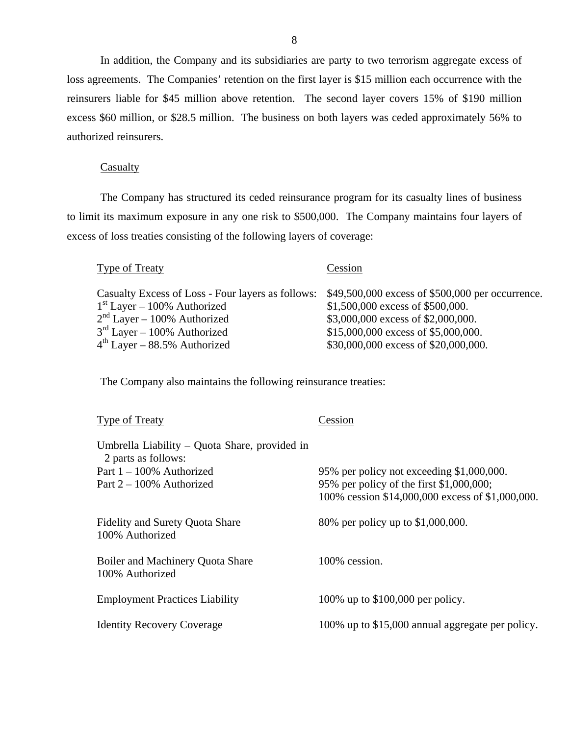In addition, the Company and its subsidiaries are party to two terrorism aggregate excess of loss agreements. The Companies' retention on the first layer is $15 million each occurrence with the reinsurers liable for $45 million above retention. The second layer covers 15% of $190 million excess $60 million, or $28.5 million. The business on both layers was ceded approximately 56% to authorized reinsurers.

Casualty

The Company has structured its ceded reinsurance program for its casualty lines of business to limit its maximum exposure in any one risk to $500,000. The Company maintains four layers of excess of loss treaties consisting of the following layers of coverage:

| Type of Treaty | Cession |
|---|---|
| Casualty Excess of Loss - Four layers as follows: | $49,500,000 excess of $500,000 per occurrence. |
| 1st Layer – 100% Authorized | $1,500,000 excess of $500,000. |
| 2nd Layer – 100% Authorized | $3,000,000 excess of $2,000,000. |
| 3rd Layer – 100% Authorized | $15,000,000 excess of $5,000,000. |
| 4th Layer – 88.5% Authorized | $30,000,000 excess of $20,000,000. |

The Company also maintains the following reinsurance treaties:

| Type of Treaty | Cession |
|---|---|
| Umbrella Liability – Quota Share, provided in 2 parts as follows: | |
| Part 1 – 100% Authorized | 95% per policy not exceeding $1,000,000. |
| Part 2 – 100% Authorized | 95% per policy of the first $1,000,000; 100% cession $14,000,000 excess of $1,000,000. |
| Fidelity and Surety Quota Share 100% Authorized | 80% per policy up to $1,000,000. |
| Boiler and Machinery Quota Share 100% Authorized | 100% cession. |
| Employment Practices Liability | 100% up to $100,000 per policy. |
| Identity Recovery Coverage | 100% up to $15,000 annual aggregate per policy. |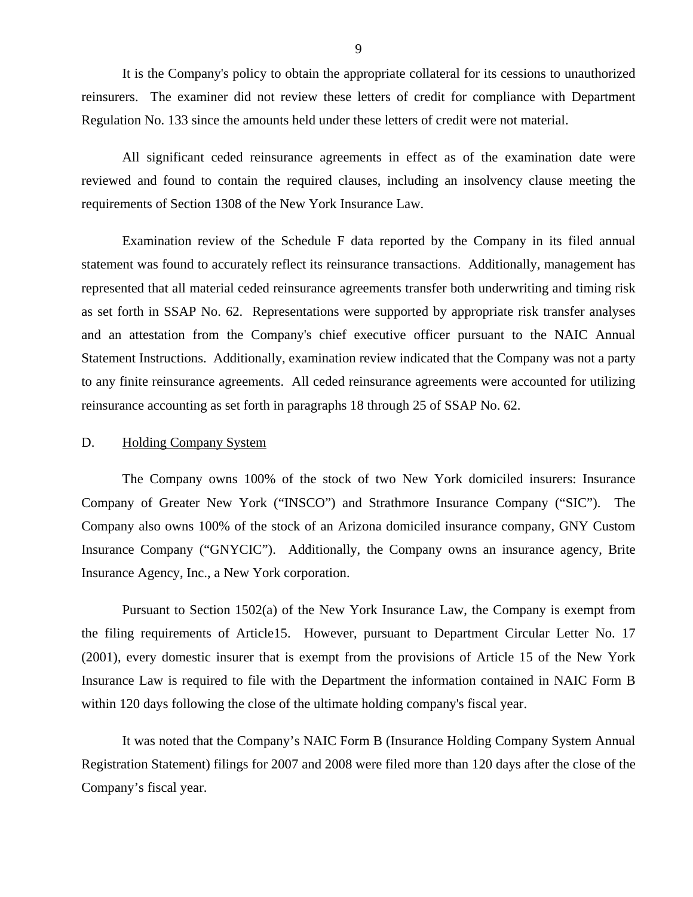It is the Company's policy to obtain the appropriate collateral for its cessions to unauthorized reinsurers. The examiner did not review these letters of credit for compliance with Department Regulation No. 133 since the amounts held under these letters of credit were not material.

All significant ceded reinsurance agreements in effect as of the examination date were reviewed and found to contain the required clauses, including an insolvency clause meeting the requirements of Section 1308 of the New York Insurance Law.

Examination review of the Schedule F data reported by the Company in its filed annual statement was found to accurately reflect its reinsurance transactions. Additionally, management has represented that all material ceded reinsurance agreements transfer both underwriting and timing risk as set forth in SSAP No. 62. Representations were supported by appropriate risk transfer analyses and an attestation from the Company's chief executive officer pursuant to the NAIC Annual Statement Instructions. Additionally, examination review indicated that the Company was not a party to any finite reinsurance agreements. All ceded reinsurance agreements were accounted for utilizing reinsurance accounting as set forth in paragraphs 18 through 25 of SSAP No. 62.

## D. Holding Company System

The Company owns 100% of the stock of two New York domiciled insurers: Insurance Company of Greater New York ("INSCO") and Strathmore Insurance Company ("SIC"). The Company also owns 100% of the stock of an Arizona domiciled insurance company, GNY Custom Insurance Company ("GNYCIC"). Additionally, the Company owns an insurance agency, Brite Insurance Agency, Inc., a New York corporation.

Pursuant to Section 1502(a) of the New York Insurance Law, the Company is exempt from the filing requirements of Article15. However, pursuant to Department Circular Letter No. 17 (2001), every domestic insurer that is exempt from the provisions of Article 15 of the New York Insurance Law is required to file with the Department the information contained in NAIC Form B within 120 days following the close of the ultimate holding company's fiscal year.

It was noted that the Company's NAIC Form B (Insurance Holding Company System Annual Registration Statement) filings for 2007 and 2008 were filed more than 120 days after the close of the Company's fiscal year.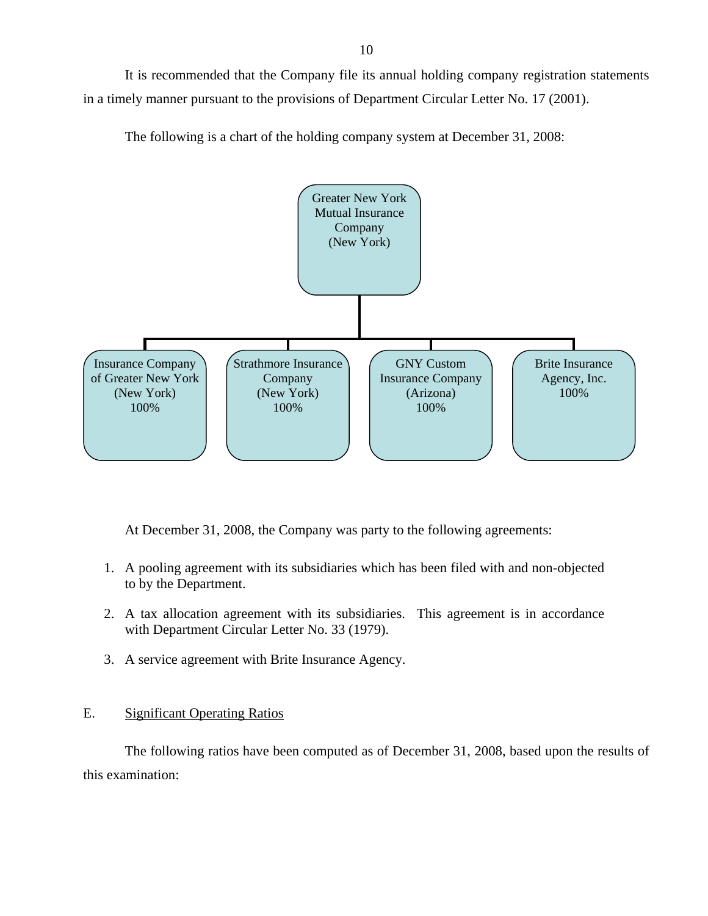It is recommended that the Company file its annual holding company registration statements in a timely manner pursuant to the provisions of Department Circular Letter No. 17 (2001).

The following is a chart of the holding company system at December 31, 2008:

Greater New York Mutual Insurance Company (New York)

- Insurance Company of Greater New York (New York) 100%
- Strathmore Insurance Company (New York) 100%
- GNY Custom Insurance Company (Arizona) 100%
- Brite Insurance Agency, Inc. 100%

At December 31, 2008, the Company was party to the following agreements:

1. A pooling agreement with its subsidiaries which has been filed with and non-objected to by the Department.
2. A tax allocation agreement with its subsidiaries. This agreement is in accordance with Department Circular Letter No. 33 (1979).
3. A service agreement with Brite Insurance Agency.

## E. Significant Operating Ratios

The following ratios have been computed as of December 31, 2008, based upon the results of this examination: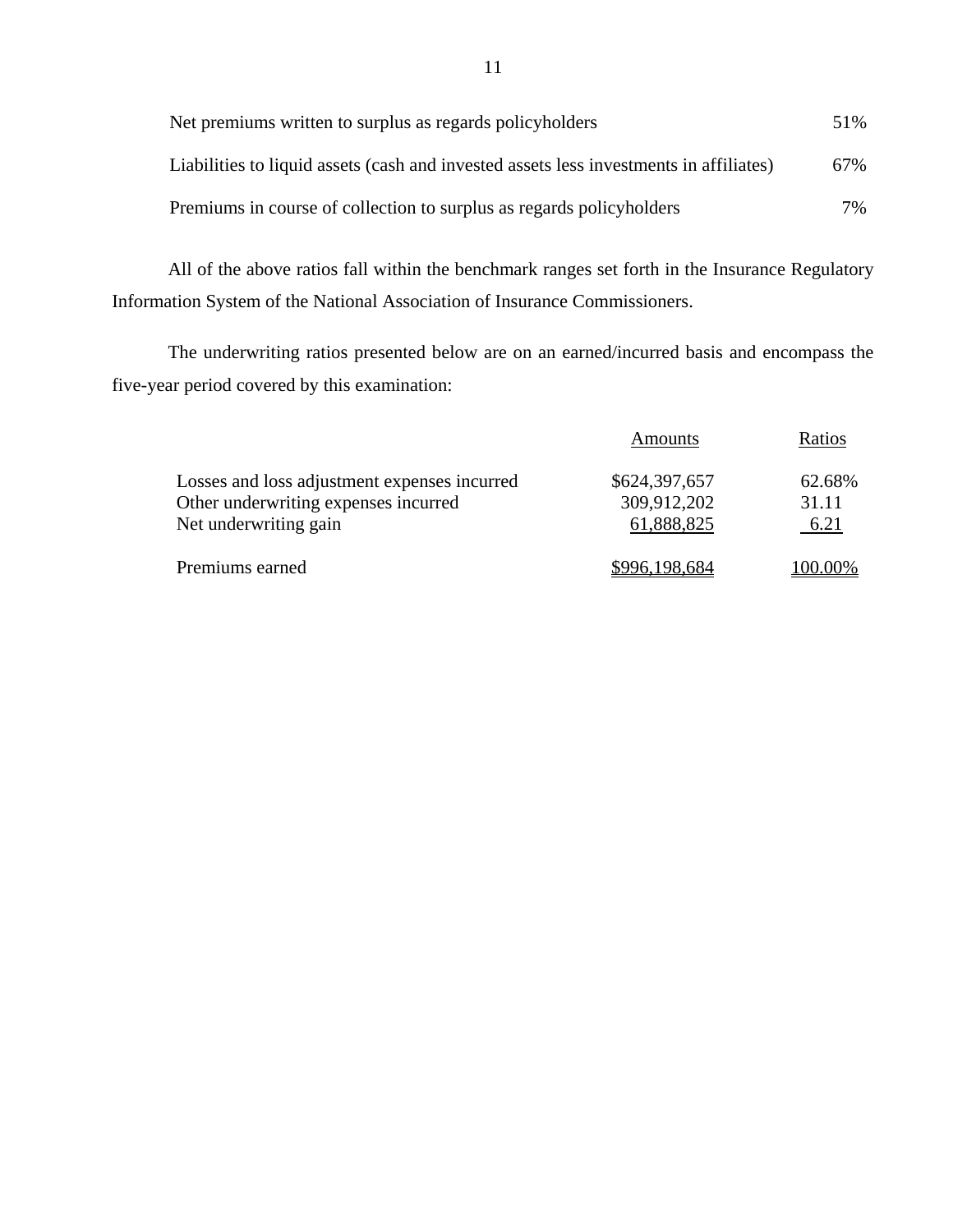| | |
|---|---|
| Net premiums written to surplus as regards policyholders | 51% |
| Liabilities to liquid assets (cash and invested assets less investments in affiliates) | 67% |
| Premiums in course of collection to surplus as regards policyholders | 7% |

All of the above ratios fall within the benchmark ranges set forth in the Insurance Regulatory Information System of the National Association of Insurance Commissioners.

The underwriting ratios presented below are on an earned/incurred basis and encompass the five-year period covered by this examination:

| | Amounts | Ratios |
|---|---|---|
| Losses and loss adjustment expenses incurred | $624,397,657 | 62.68% |
| Other underwriting expenses incurred | 309,912,202 | 31.11 |
| Net underwriting gain | 61,888,825 | 6.21 |
| Premiums earned | $996,198,684 | 100.00% |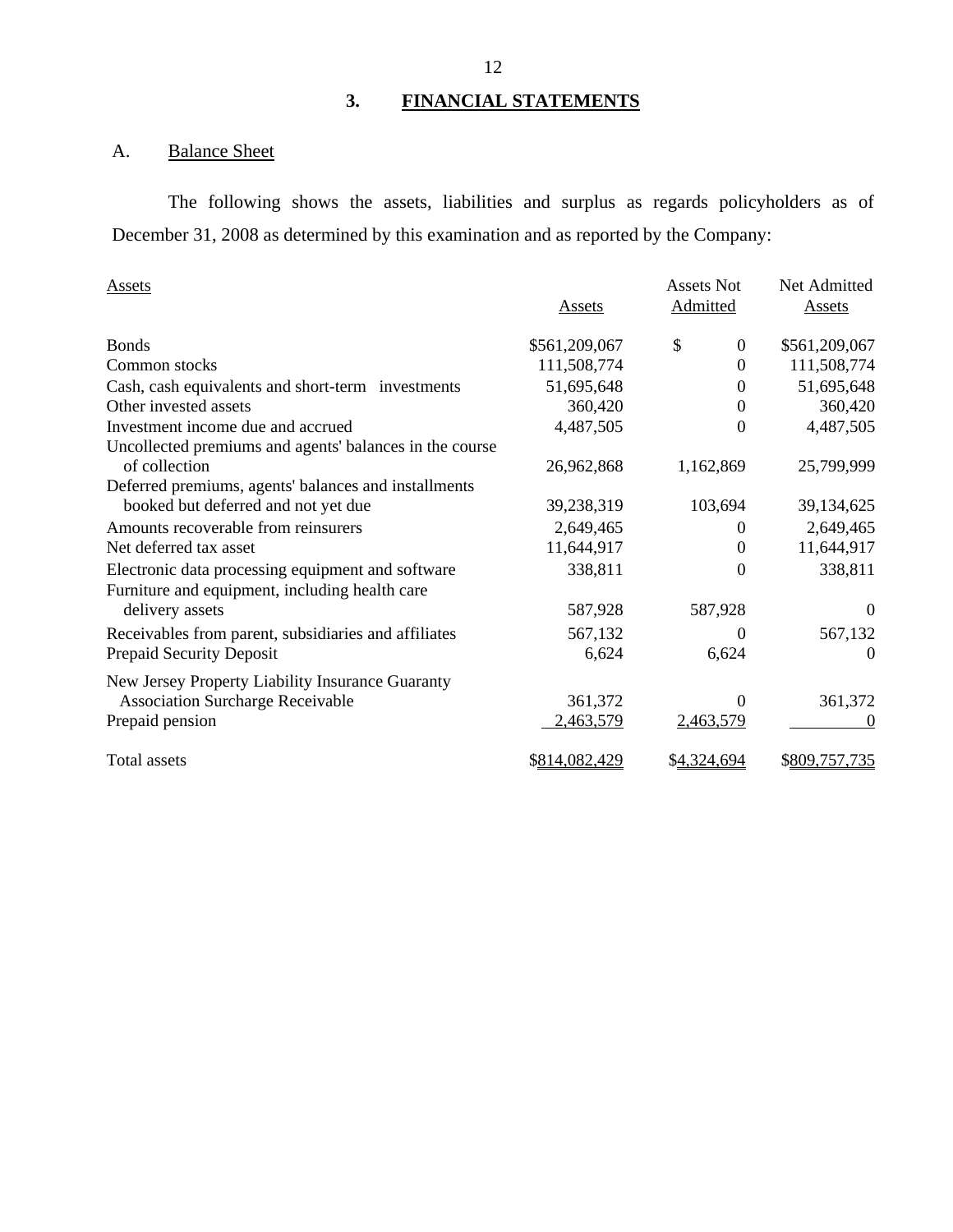## 3. FINANCIAL STATEMENTS

### A. Balance Sheet

The following shows the assets, liabilities and surplus as regards policyholders as of December 31, 2008 as determined by this examination and as reported by the Company:

| Assets | Assets | Assets Not Admitted | Net Admitted Assets |
|---|---|---|---|
| Bonds | $561,209,067 | $ 0 | $561,209,067 |
| Common stocks | 111,508,774 | 0 | 111,508,774 |
| Cash, cash equivalents and short-term investments | 51,695,648 | 0 | 51,695,648 |
| Other invested assets | 360,420 | 0 | 360,420 |
| Investment income due and accrued | 4,487,505 | 0 | 4,487,505 |
| Uncollected premiums and agents' balances in the course of collection | 26,962,868 | 1,162,869 | 25,799,999 |
| Deferred premiums, agents' balances and installments booked but deferred and not yet due | 39,238,319 | 103,694 | 39,134,625 |
| Amounts recoverable from reinsurers | 2,649,465 | 0 | 2,649,465 |
| Net deferred tax asset | 11,644,917 | 0 | 11,644,917 |
| Electronic data processing equipment and software | 338,811 | 0 | 338,811 |
| Furniture and equipment, including health care delivery assets | 587,928 | 587,928 | 0 |
| Receivables from parent, subsidiaries and affiliates | 567,132 | 0 | 567,132 |
| Prepaid Security Deposit | 6,624 | 6,624 | 0 |
| New Jersey Property Liability Insurance Guaranty Association Surcharge Receivable | 361,372 | 0 | 361,372 |
| Prepaid pension | 2,463,579 | 2,463,579 | 0 |
| Total assets | $814,082,429 | $4,324,694 | $809,757,735 |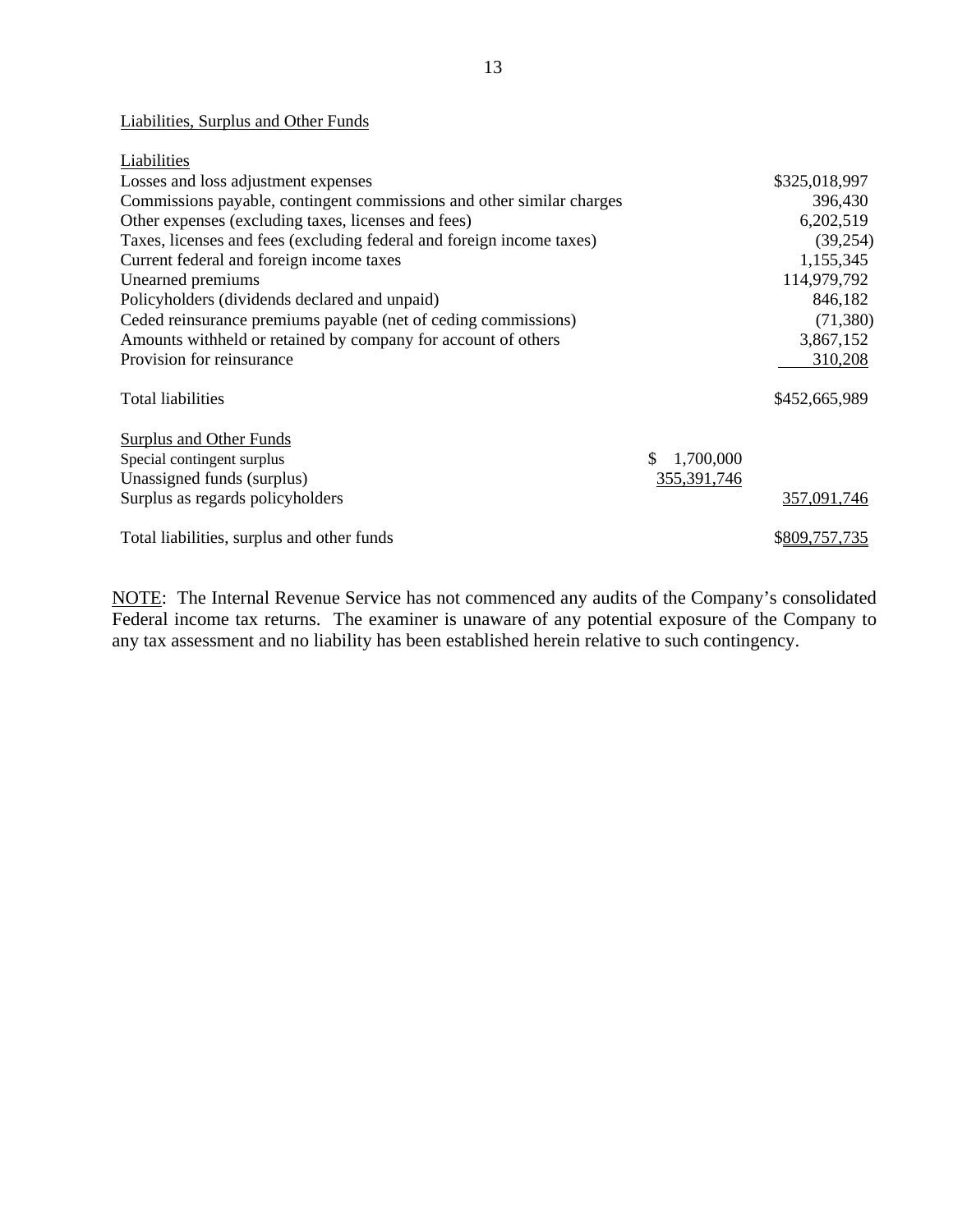Liabilities, Surplus and Other Funds

| | | |
|---|---|---|
| **Liabilities** | | |
| Losses and loss adjustment expenses | | $325,018,997 |
| Commissions payable, contingent commissions and other similar charges | | 396,430 |
| Other expenses (excluding taxes, licenses and fees) | | 6,202,519 |
| Taxes, licenses and fees (excluding federal and foreign income taxes) | | (39,254) |
| Current federal and foreign income taxes | | 1,155,345 |
| Unearned premiums | | 114,979,792 |
| Policyholders (dividends declared and unpaid) | | 846,182 |
| Ceded reinsurance premiums payable (net of ceding commissions) | | (71,380) |
| Amounts withheld or retained by company for account of others | | 3,867,152 |
| Provision for reinsurance | | 310,208 |
| Total liabilities | | $452,665,989 |
| **Surplus and Other Funds** | | |
| Special contingent surplus | $ 1,700,000 | |
| Unassigned funds (surplus) | 355,391,746 | |
| Surplus as regards policyholders | | 357,091,746 |
| Total liabilities, surplus and other funds | | $809,757,735 |

NOTE: The Internal Revenue Service has not commenced any audits of the Company's consolidated Federal income tax returns. The examiner is unaware of any potential exposure of the Company to any tax assessment and no liability has been established herein relative to such contingency.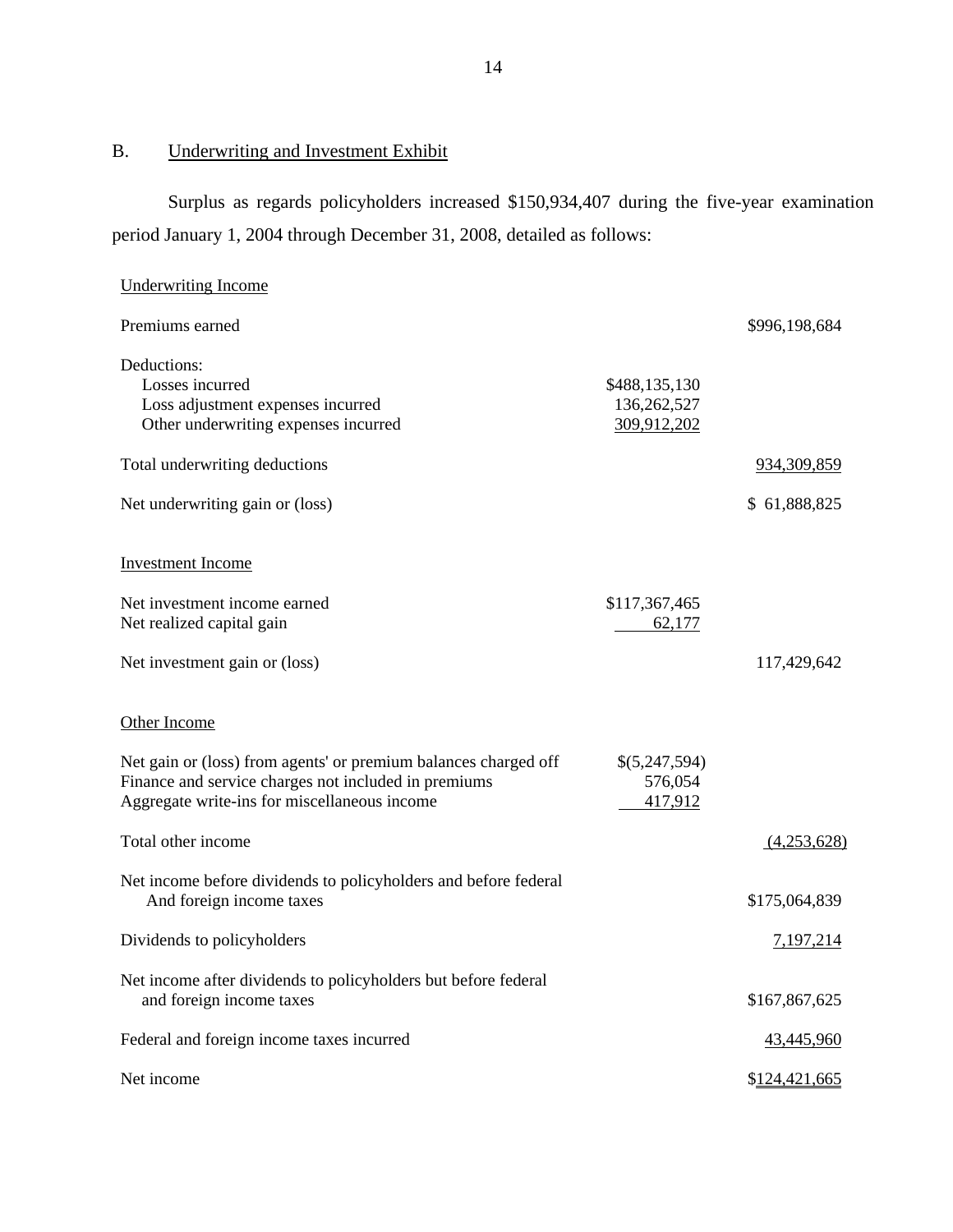## B. Underwriting and Investment Exhibit

Surplus as regards policyholders increased $150,934,407 during the five-year examination period January 1, 2004 through December 31, 2008, detailed as follows:

| | | |
|---|---|---|
| Underwriting Income | | |
| Premiums earned | | $996,198,684 |
| Deductions: | | |
| Losses incurred | $488,135,130 | |
| Loss adjustment expenses incurred | 136,262,527 | |
| Other underwriting expenses incurred | 309,912,202 | |
| Total underwriting deductions | | 934,309,859 |
| Net underwriting gain or (loss) | | $ 61,888,825 |
| Investment Income | | |
| Net investment income earned | $117,367,465 | |
| Net realized capital gain | 62,177 | |
| Net investment gain or (loss) | | 117,429,642 |
| Other Income | | |
| Net gain or (loss) from agents' or premium balances charged off | $(5,247,594) | |
| Finance and service charges not included in premiums | 576,054 | |
| Aggregate write-ins for miscellaneous income | 417,912 | |
| Total other income | | (4,253,628) |
| Net income before dividends to policyholders and before federal And foreign income taxes | | $175,064,839 |
| Dividends to policyholders | | 7,197,214 |
| Net income after dividends to policyholders but before federal and foreign income taxes | | $167,867,625 |
| Federal and foreign income taxes incurred | | 43,445,960 |
| Net income | | $124,421,665 |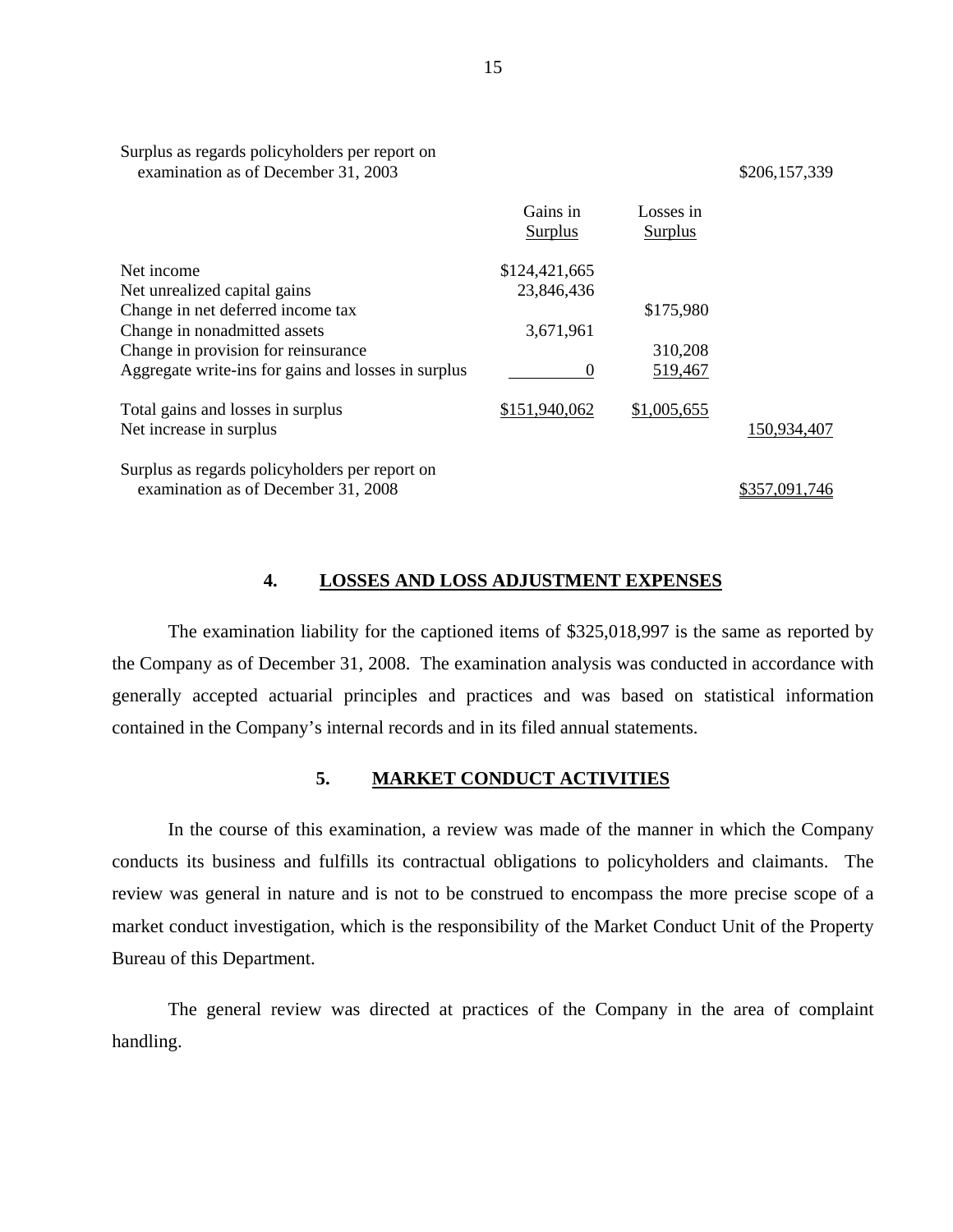| | Gains in Surplus | Losses in Surplus | |
|---|---|---|---|
| Surplus as regards policyholders per report on examination as of December 31, 2003 | | | $206,157,339 |
| Net income | $124,421,665 | | |
| Net unrealized capital gains | 23,846,436 | | |
| Change in net deferred income tax | | $175,980 | |
| Change in nonadmitted assets | 3,671,961 | | |
| Change in provision for reinsurance | | 310,208 | |
| Aggregate write-ins for gains and losses in surplus | 0 | 519,467 | |
| Total gains and losses in surplus | $151,940,062 | $1,005,655 | |
| Net increase in surplus | | | 150,934,407 |
| Surplus as regards policyholders per report on examination as of December 31, 2008 | | | $357,091,746 |

## 4. LOSSES AND LOSS ADJUSTMENT EXPENSES

The examination liability for the captioned items of $325,018,997 is the same as reported by the Company as of December 31, 2008. The examination analysis was conducted in accordance with generally accepted actuarial principles and practices and was based on statistical information contained in the Company's internal records and in its filed annual statements.

## 5. MARKET CONDUCT ACTIVITIES

In the course of this examination, a review was made of the manner in which the Company conducts its business and fulfills its contractual obligations to policyholders and claimants. The review was general in nature and is not to be construed to encompass the more precise scope of a market conduct investigation, which is the responsibility of the Market Conduct Unit of the Property Bureau of this Department.

The general review was directed at practices of the Company in the area of complaint handling.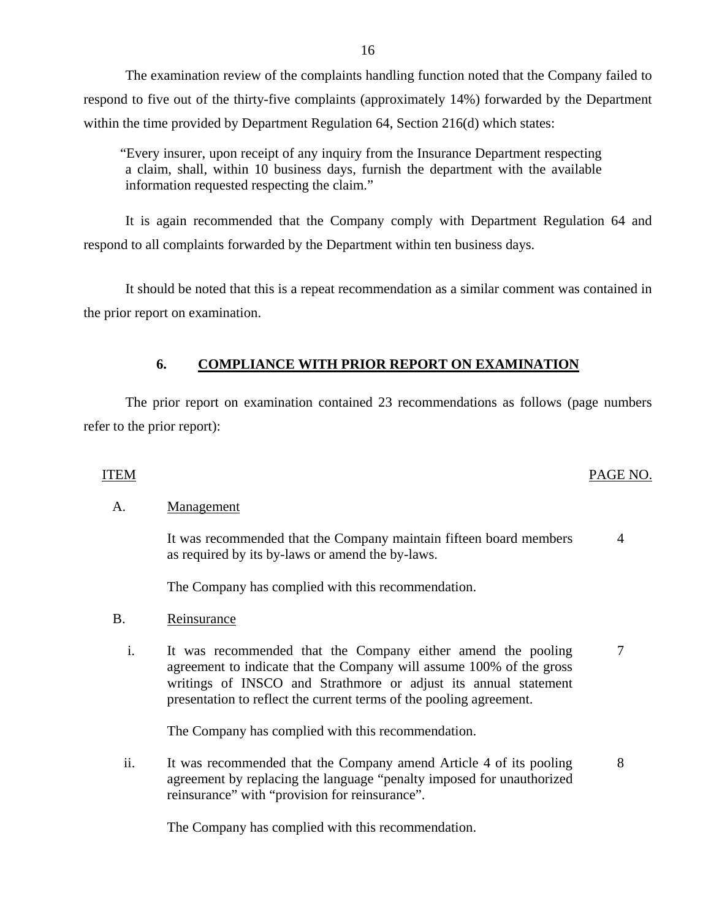The examination review of the complaints handling function noted that the Company failed to respond to five out of the thirty-five complaints (approximately 14%) forwarded by the Department within the time provided by Department Regulation 64, Section 216(d) which states:

> "Every insurer, upon receipt of any inquiry from the Insurance Department respecting a claim, shall, within 10 business days, furnish the department with the available information requested respecting the claim."

It is again recommended that the Company comply with Department Regulation 64 and respond to all complaints forwarded by the Department within ten business days.

It should be noted that this is a repeat recommendation as a similar comment was contained in the prior report on examination.

## 6. COMPLIANCE WITH PRIOR REPORT ON EXAMINATION

The prior report on examination contained 23 recommendations as follows (page numbers refer to the prior report):

| ITEM | | | PAGE NO. |
|---|---|---|---|
| A. | | Management | |
| | | It was recommended that the Company maintain fifteen board members as required by its by-laws or amend the by-laws. | 4 |
| | | The Company has complied with this recommendation. | |
| B. | | Reinsurance | |
| | i. | It was recommended that the Company either amend the pooling agreement to indicate that the Company will assume 100% of the gross writings of INSCO and Strathmore or adjust its annual statement presentation to reflect the current terms of the pooling agreement. | 7 |
| | | The Company has complied with this recommendation. | |
| | ii. | It was recommended that the Company amend Article 4 of its pooling agreement by replacing the language "penalty imposed for unauthorized reinsurance" with "provision for reinsurance". | 8 |
| | | The Company has complied with this recommendation. | |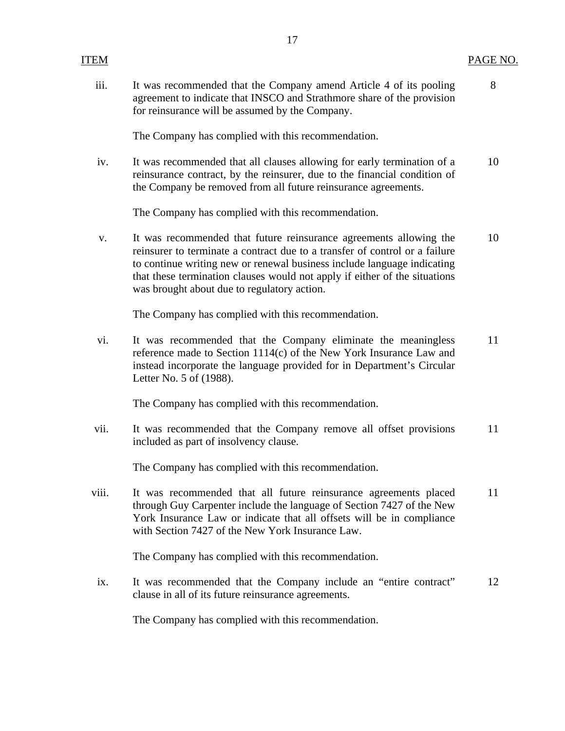| ITEM | | PAGE NO. |
|---|---|---|
| iii. | It was recommended that the Company amend Article 4 of its pooling agreement to indicate that INSCO and Strathmore share of the provision for reinsurance will be assumed by the Company.<br><br>The Company has complied with this recommendation. | 8 |
| iv. | It was recommended that all clauses allowing for early termination of a reinsurance contract, by the reinsurer, due to the financial condition of the Company be removed from all future reinsurance agreements.<br><br>The Company has complied with this recommendation. | 10 |
| v. | It was recommended that future reinsurance agreements allowing the reinsurer to terminate a contract due to a transfer of control or a failure to continue writing new or renewal business include language indicating that these termination clauses would not apply if either of the situations was brought about due to regulatory action.<br><br>The Company has complied with this recommendation. | 10 |
| vi. | It was recommended that the Company eliminate the meaningless reference made to Section 1114(c) of the New York Insurance Law and instead incorporate the language provided for in Department's Circular Letter No. 5 of (1988).<br><br>The Company has complied with this recommendation. | 11 |
| vii. | It was recommended that the Company remove all offset provisions included as part of insolvency clause.<br><br>The Company has complied with this recommendation. | 11 |
| viii. | It was recommended that all future reinsurance agreements placed through Guy Carpenter include the language of Section 7427 of the New York Insurance Law or indicate that all offsets will be in compliance with Section 7427 of the New York Insurance Law.<br><br>The Company has complied with this recommendation. | 11 |
| ix. | It was recommended that the Company include an "entire contract" clause in all of its future reinsurance agreements.<br><br>The Company has complied with this recommendation. | 12 |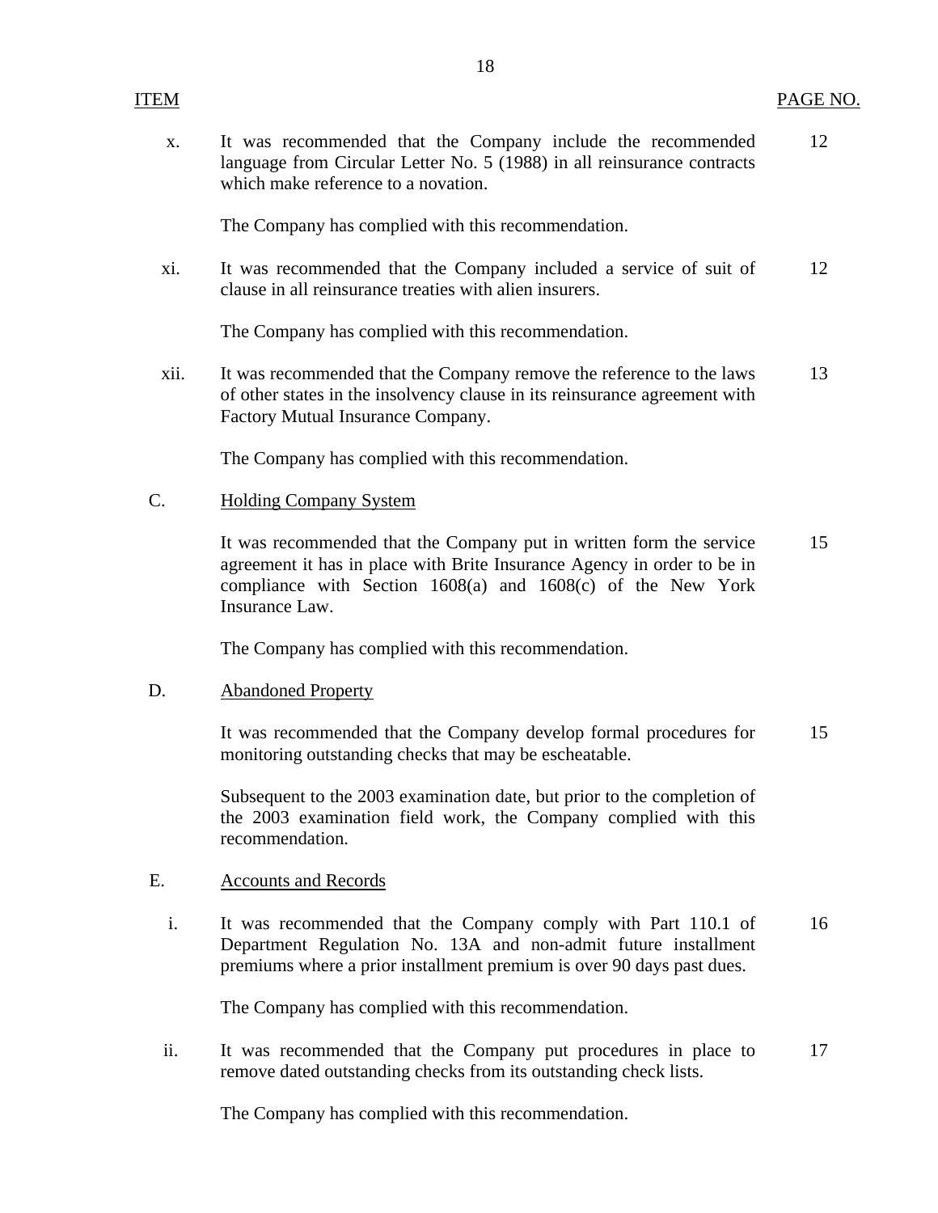| ITEM | | PAGE NO. |
|---|---|---|
| x. | It was recommended that the Company include the recommended language from Circular Letter No. 5 (1988) in all reinsurance contracts which make reference to a novation.<br><br>The Company has complied with this recommendation. | 12 |
| xi. | It was recommended that the Company included a service of suit of clause in all reinsurance treaties with alien insurers.<br><br>The Company has complied with this recommendation. | 12 |
| xii. | It was recommended that the Company remove the reference to the laws of other states in the insolvency clause in its reinsurance agreement with Factory Mutual Insurance Company.<br><br>The Company has complied with this recommendation. | 13 |
| C. | Holding Company System | |
| | It was recommended that the Company put in written form the service agreement it has in place with Brite Insurance Agency in order to be in compliance with Section 1608(a) and 1608(c) of the New York Insurance Law.<br><br>The Company has complied with this recommendation. | 15 |
| D. | Abandoned Property | |
| | It was recommended that the Company develop formal procedures for monitoring outstanding checks that may be escheatable.<br><br>Subsequent to the 2003 examination date, but prior to the completion of the 2003 examination field work, the Company complied with this recommendation. | 15 |
| E. | Accounts and Records | |
| i. | It was recommended that the Company comply with Part 110.1 of Department Regulation No. 13A and non-admit future installment premiums where a prior installment premium is over 90 days past dues.<br><br>The Company has complied with this recommendation. | 16 |
| ii. | It was recommended that the Company put procedures in place to remove dated outstanding checks from its outstanding check lists.<br><br>The Company has complied with this recommendation. | 17 |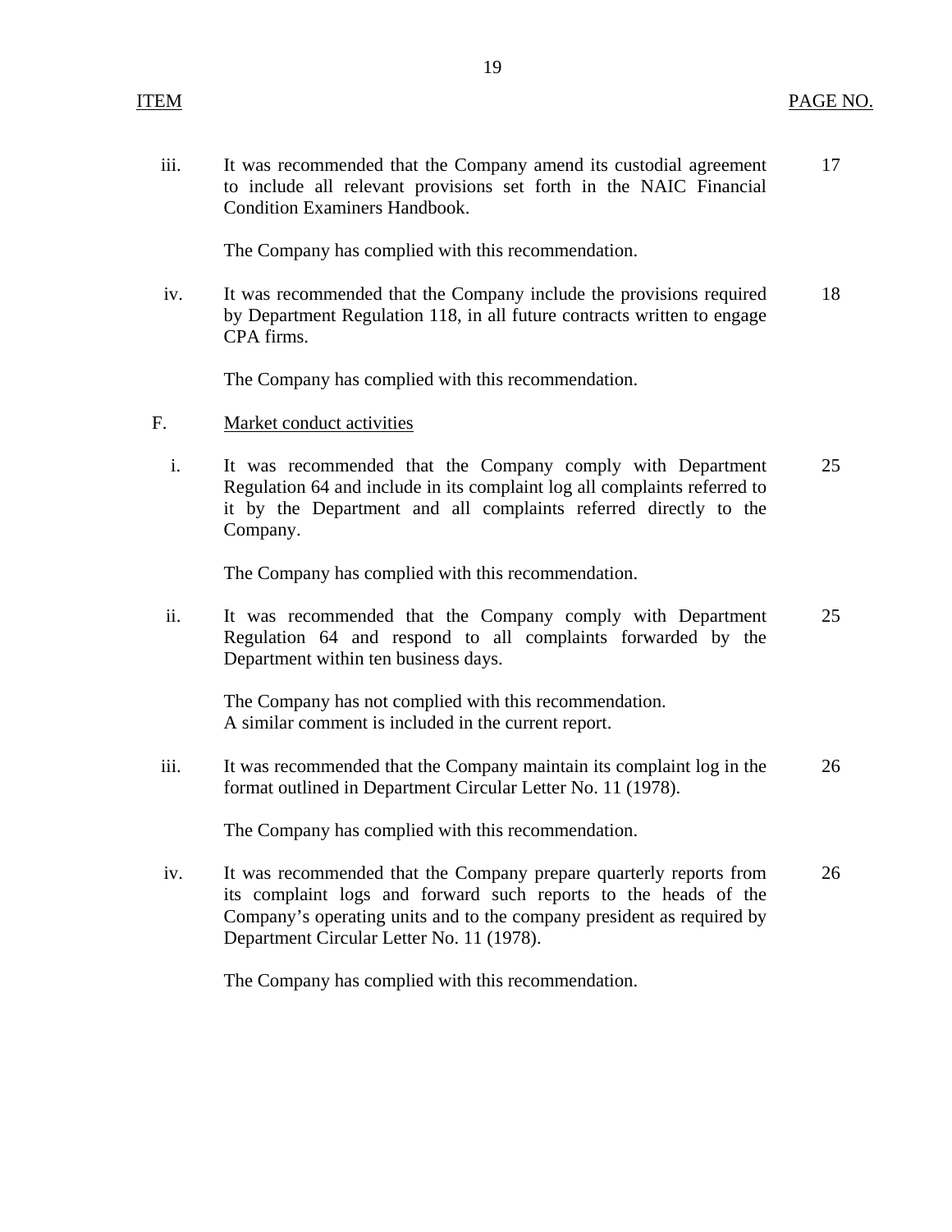| ITEM | | PAGE NO. |
|---|---|---|
| iii. | It was recommended that the Company amend its custodial agreement to include all relevant provisions set forth in the NAIC Financial Condition Examiners Handbook.<br><br>The Company has complied with this recommendation. | 17 |
| iv. | It was recommended that the Company include the provisions required by Department Regulation 118, in all future contracts written to engage CPA firms.<br><br>The Company has complied with this recommendation. | 18 |
| F. | Market conduct activities | |
| i. | It was recommended that the Company comply with Department Regulation 64 and include in its complaint log all complaints referred to it by the Department and all complaints referred directly to the Company.<br><br>The Company has complied with this recommendation. | 25 |
| ii. | It was recommended that the Company comply with Department Regulation 64 and respond to all complaints forwarded by the Department within ten business days.<br><br>The Company has not complied with this recommendation. A similar comment is included in the current report. | 25 |
| iii. | It was recommended that the Company maintain its complaint log in the format outlined in Department Circular Letter No. 11 (1978).<br><br>The Company has complied with this recommendation. | 26 |
| iv. | It was recommended that the Company prepare quarterly reports from its complaint logs and forward such reports to the heads of the Company's operating units and to the company president as required by Department Circular Letter No. 11 (1978).<br><br>The Company has complied with this recommendation. | 26 |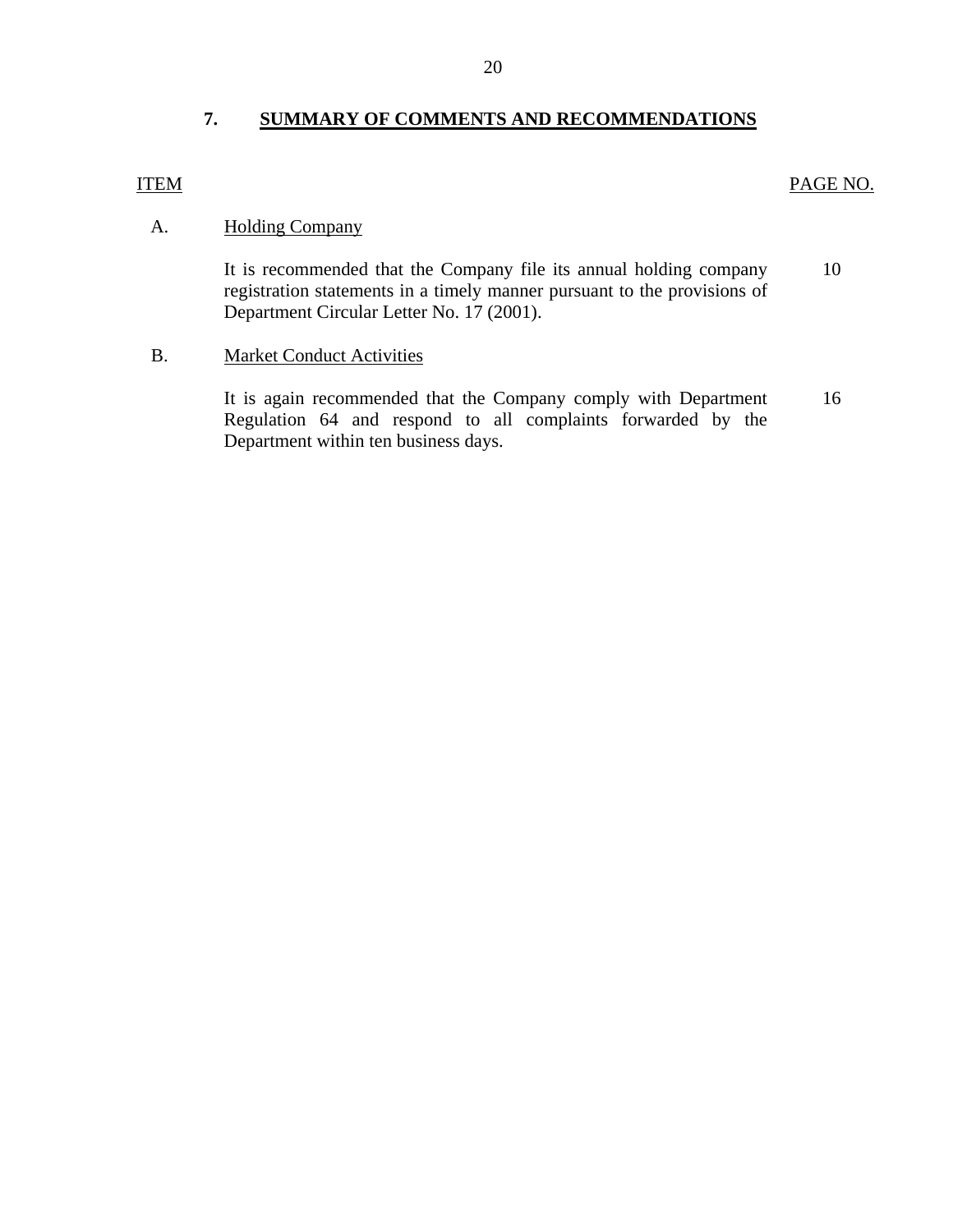## 7. SUMMARY OF COMMENTS AND RECOMMENDATIONS

| ITEM | | PAGE NO. |
|---|---|---|
| A. | Holding Company | |
| | It is recommended that the Company file its annual holding company registration statements in a timely manner pursuant to the provisions of Department Circular Letter No. 17 (2001). | 10 |
| B. | Market Conduct Activities | |
| | It is again recommended that the Company comply with Department Regulation 64 and respond to all complaints forwarded by the Department within ten business days. | 16 |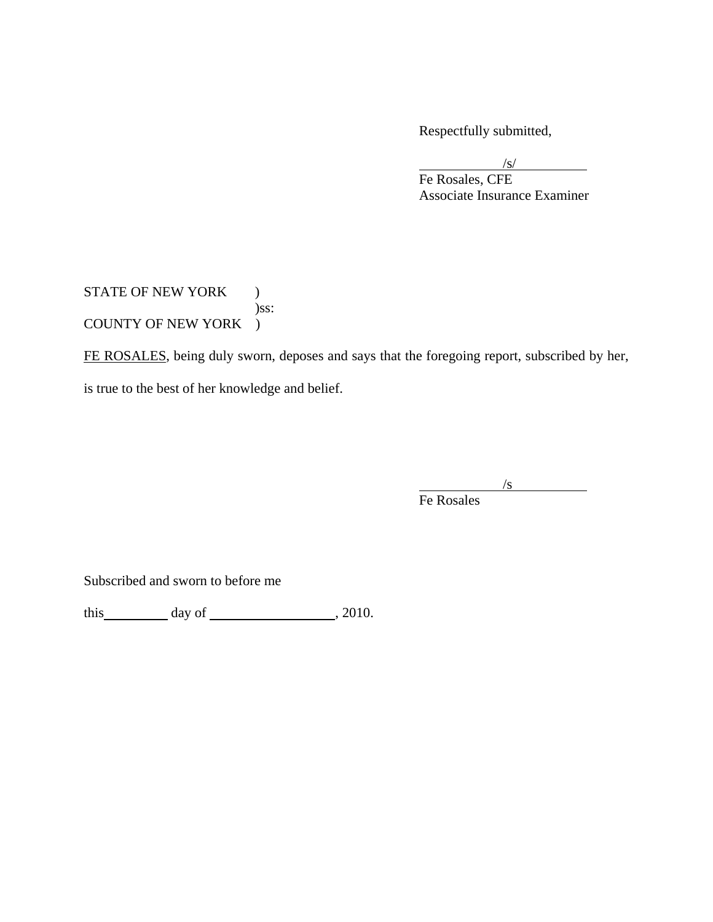Respectfully submitted,

/s/

Fe Rosales, CFE
Associate Insurance Examiner

STATE OF NEW YORK )
)ss:
COUNTY OF NEW YORK )

FE ROSALES, being duly sworn, deposes and says that the foregoing report, subscribed by her, is true to the best of her knowledge and belief.

/s

Fe Rosales

Subscribed and sworn to before me

this\_\_\_\_\_\_\_\_\_ day of \_\_\_\_\_\_\_\_\_\_\_\_\_\_\_\_\_\_, 2010.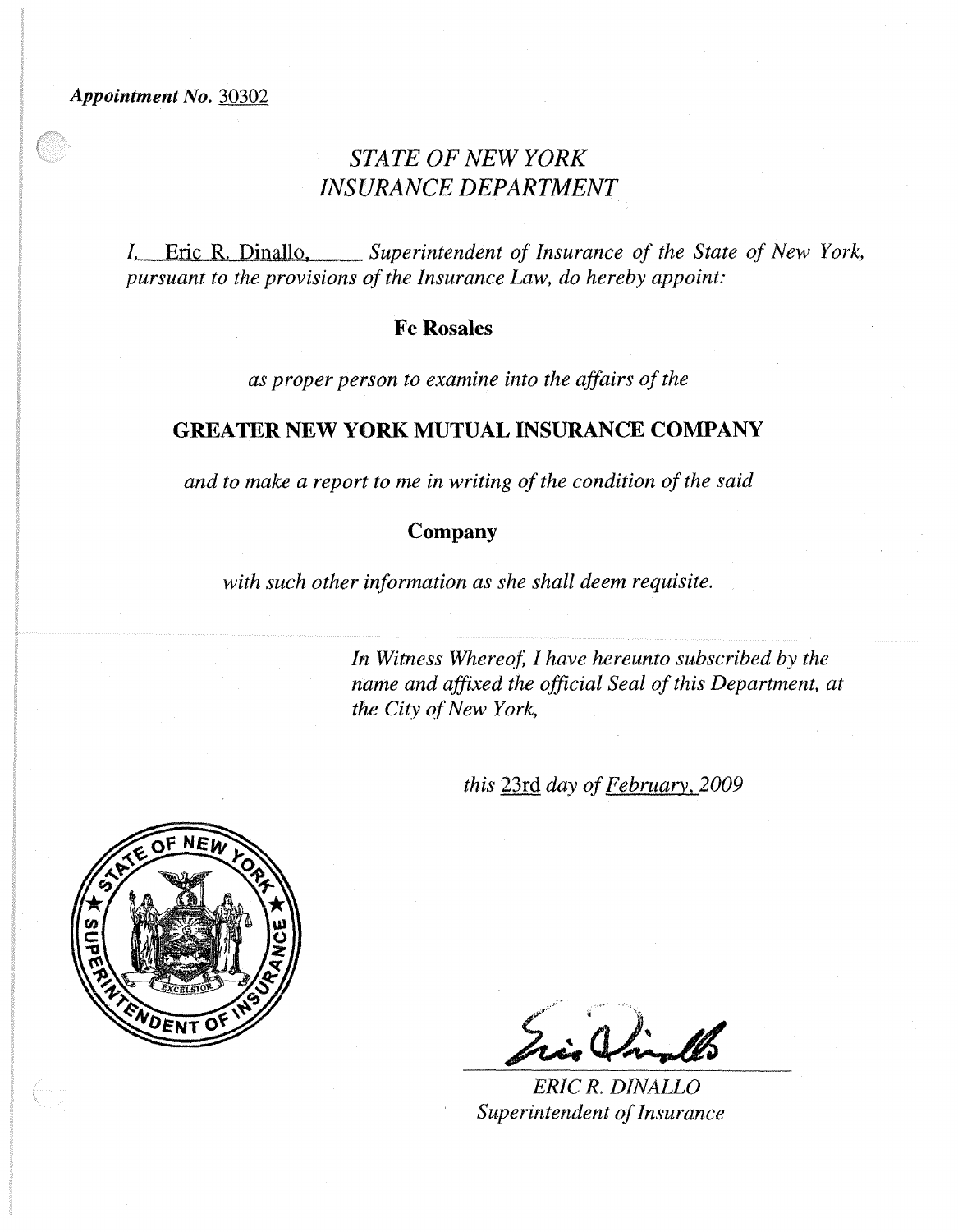*Appointment No.* 30302

## *STATE OF NEW YORK*
## *INSURANCE DEPARTMENT*

*I,* Eric R. Dinallo, *Superintendent of Insurance of the State of New York, pursuant to the provisions of the Insurance Law, do hereby appoint:*

**Fe Rosales**

*as proper person to examine into the affairs of the*

**GREATER NEW YORK MUTUAL INSURANCE COMPANY**

*and to make a report to me in writing of the condition of the said*

**Company**

*with such other information as she shall deem requisite.*

*In Witness Whereof, I have hereunto subscribed by the name and affixed the official Seal of this Department, at the City of New York,*

*this* 23rd *day of* *February, 2009*

STATE OF NEW YORK SUPERINTENDENT OF INSURANCE EXCELSIOR

*ERIC R. DINALLO*
*Superintendent of Insurance*